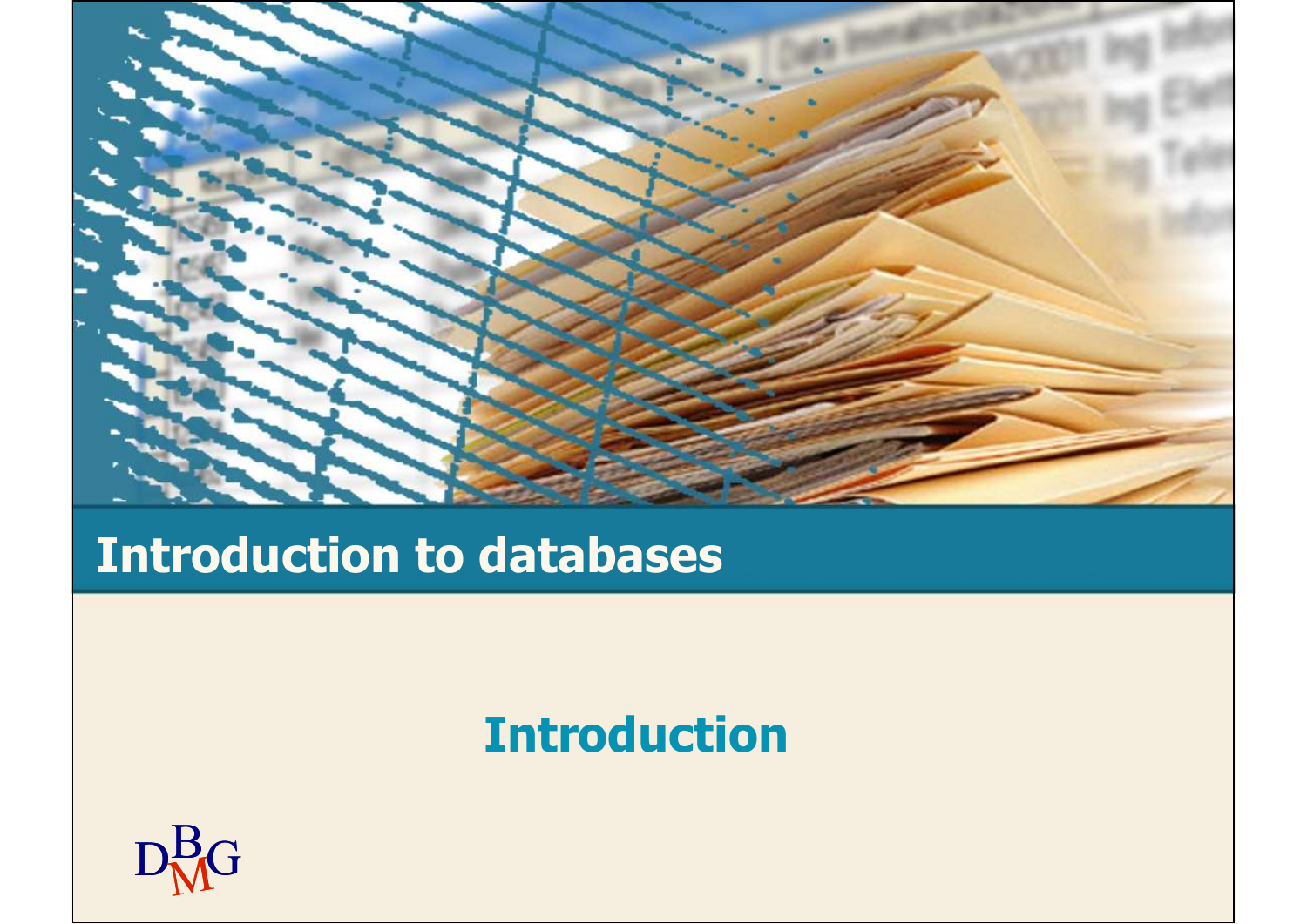# Introduction to databases

## Introduction

DBMG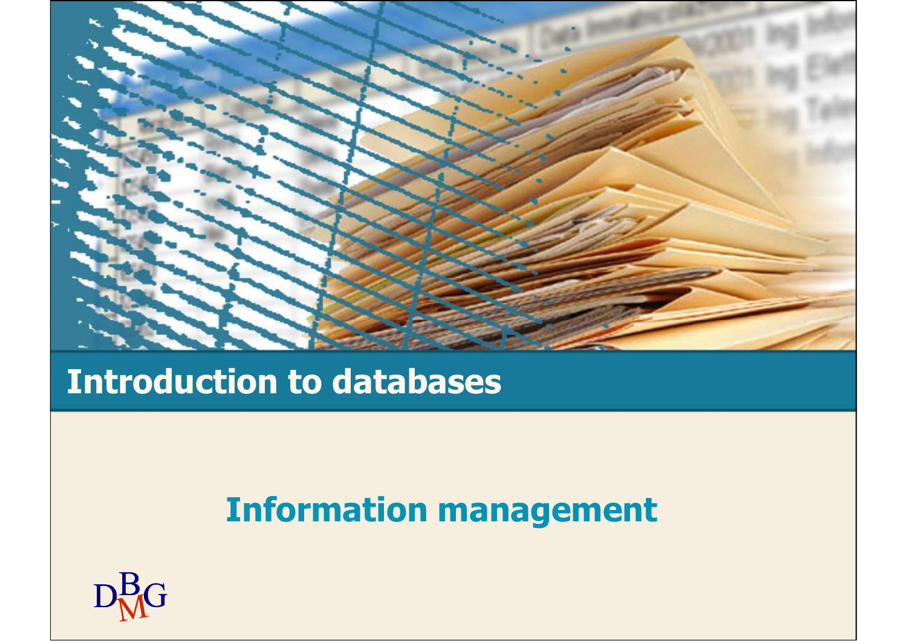# Introduction to databases

## Information management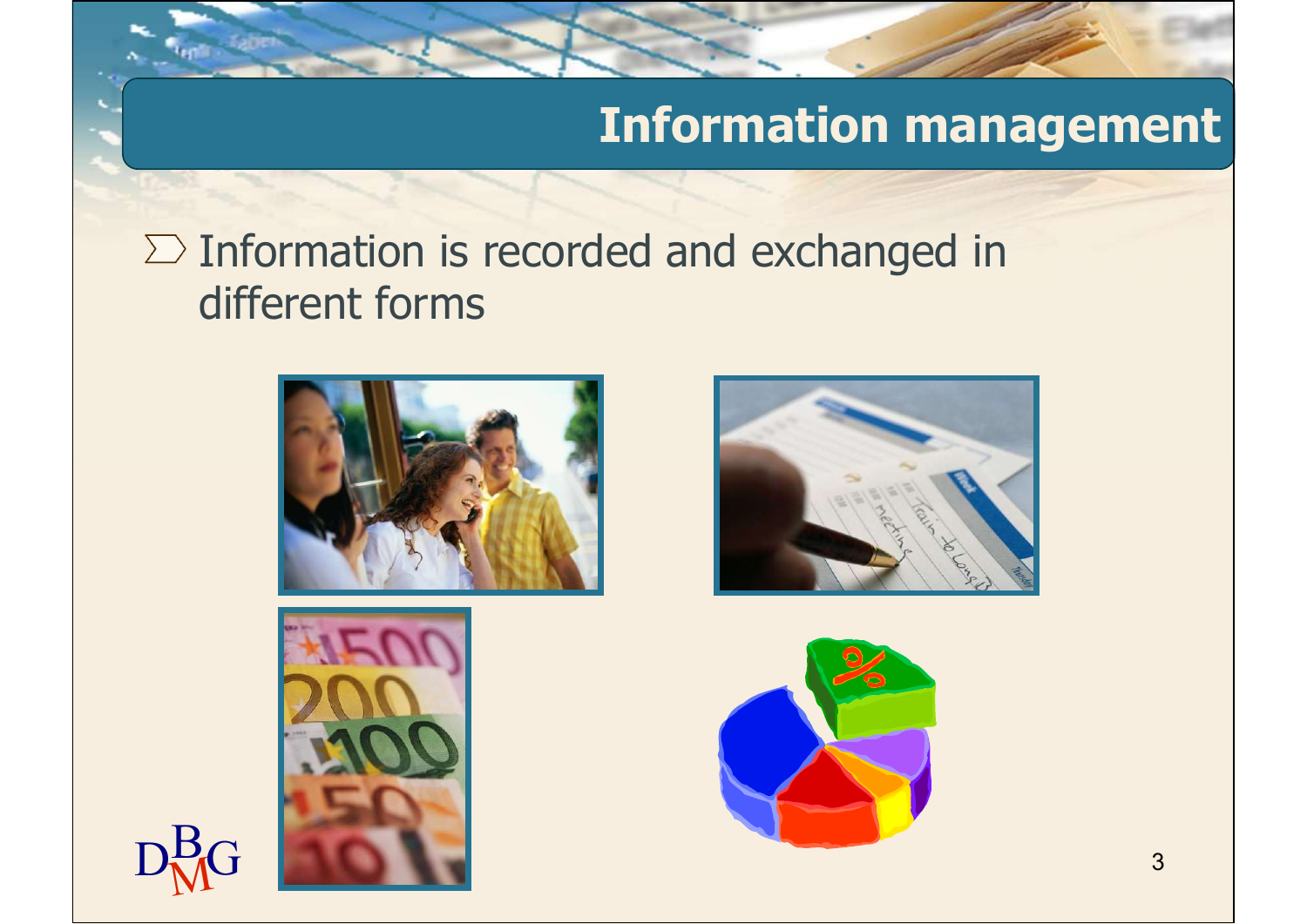# Information management

- Information is recorded and exchanged in different forms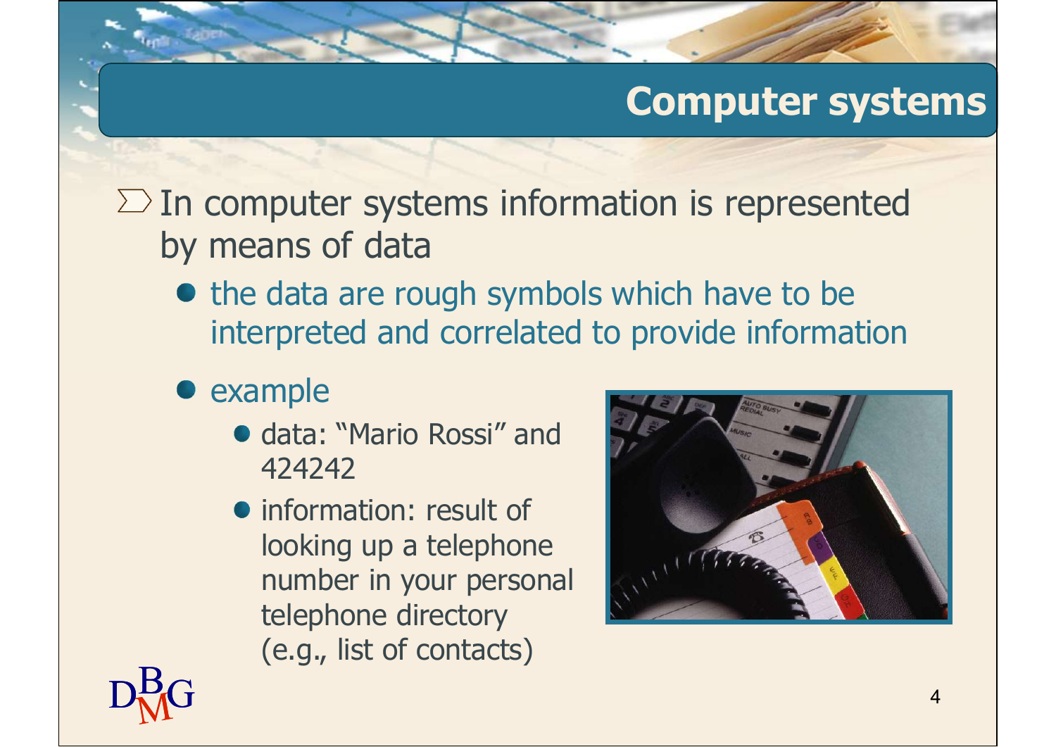# Computer systems

- In computer systems information is represented by means of data
  - the data are rough symbols which have to be interpreted and correlated to provide information
  - example
    - data: "Mario Rossi" and 424242
    - information: result of looking up a telephone number in your personal telephone directory (e.g., list of contacts)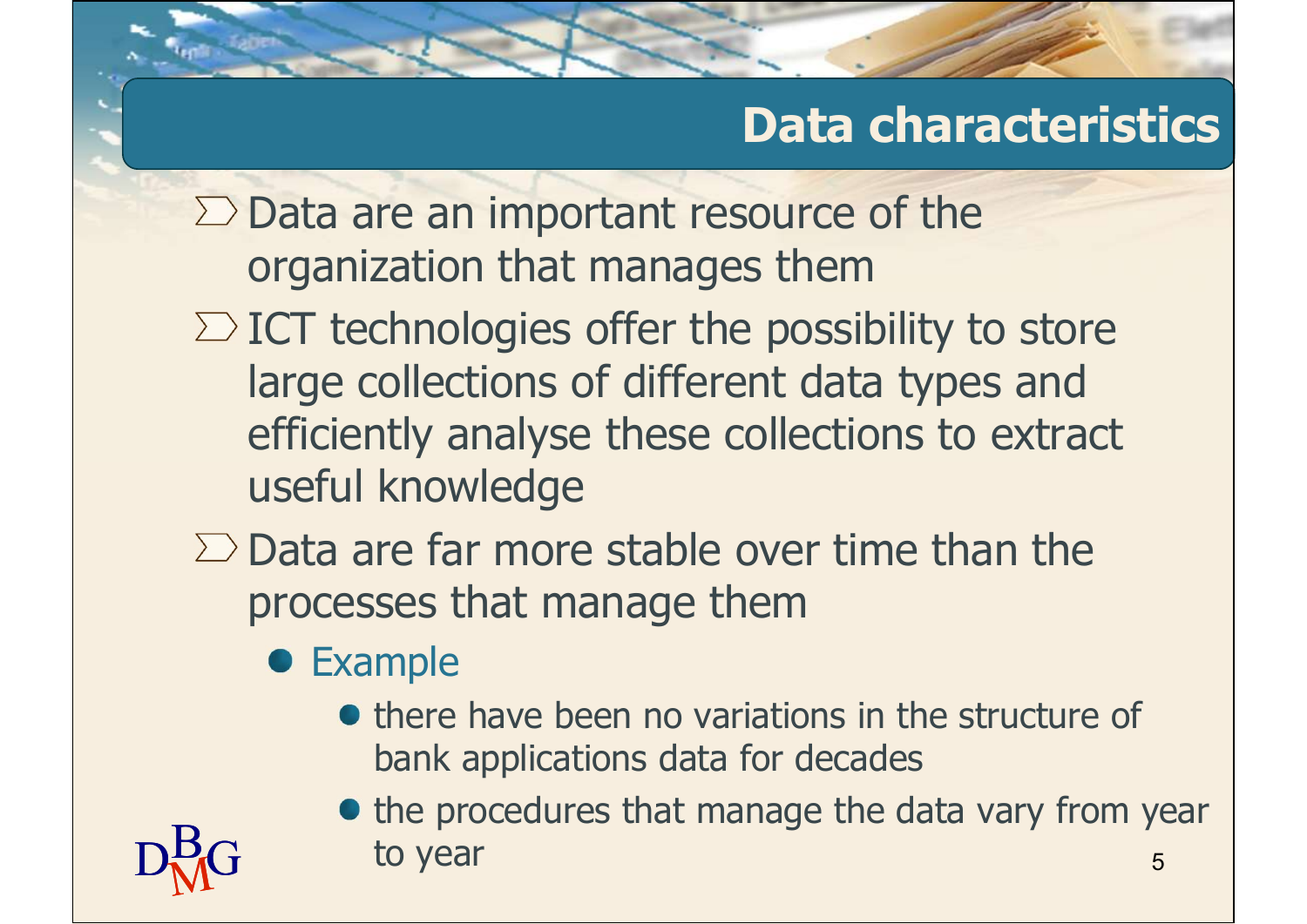## Data characteristics

- Data are an important resource of the organization that manages them
- ICT technologies offer the possibility to store large collections of different data types and efficiently analyse these collections to extract useful knowledge
- Data are far more stable over time than the processes that manage them
  - Example
    - there have been no variations in the structure of bank applications data for decades
    - the procedures that manage the data vary from year to year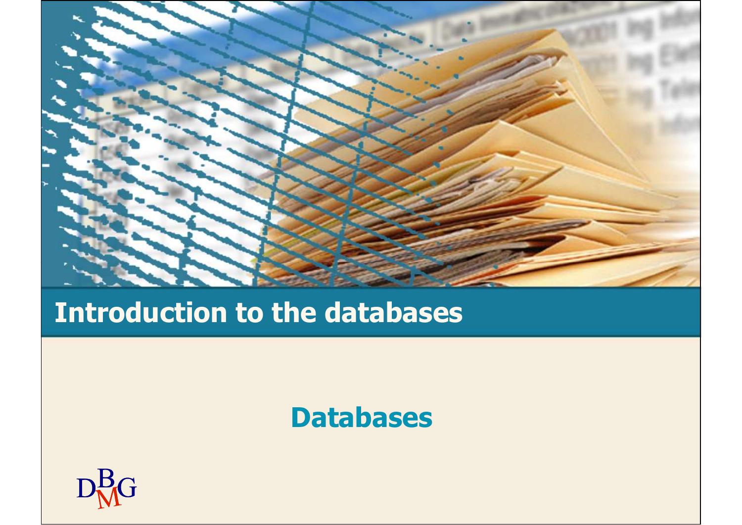# Introduction to the databases

## Databases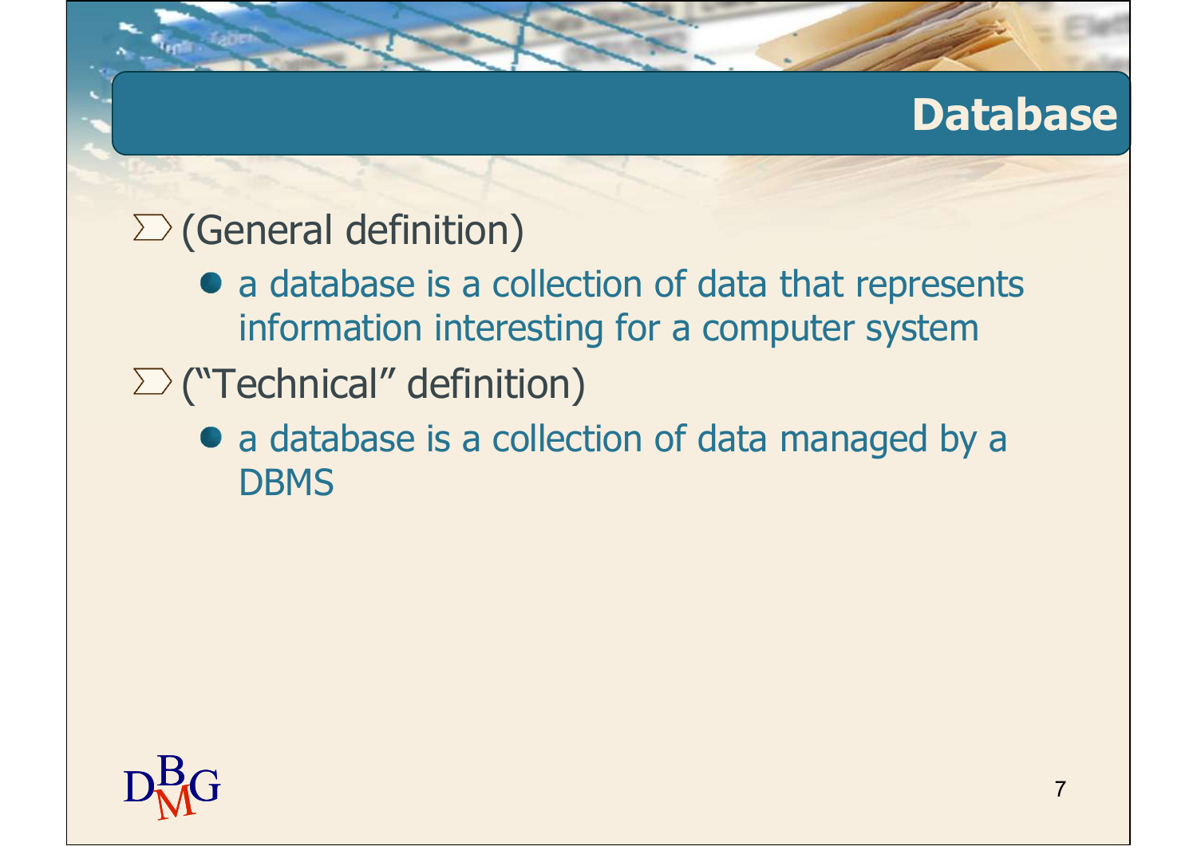# Database

- (General definition)
  - a database is a collection of data that represents information interesting for a computer system
- ("Technical" definition)
  - a database is a collection of data managed by a DBMS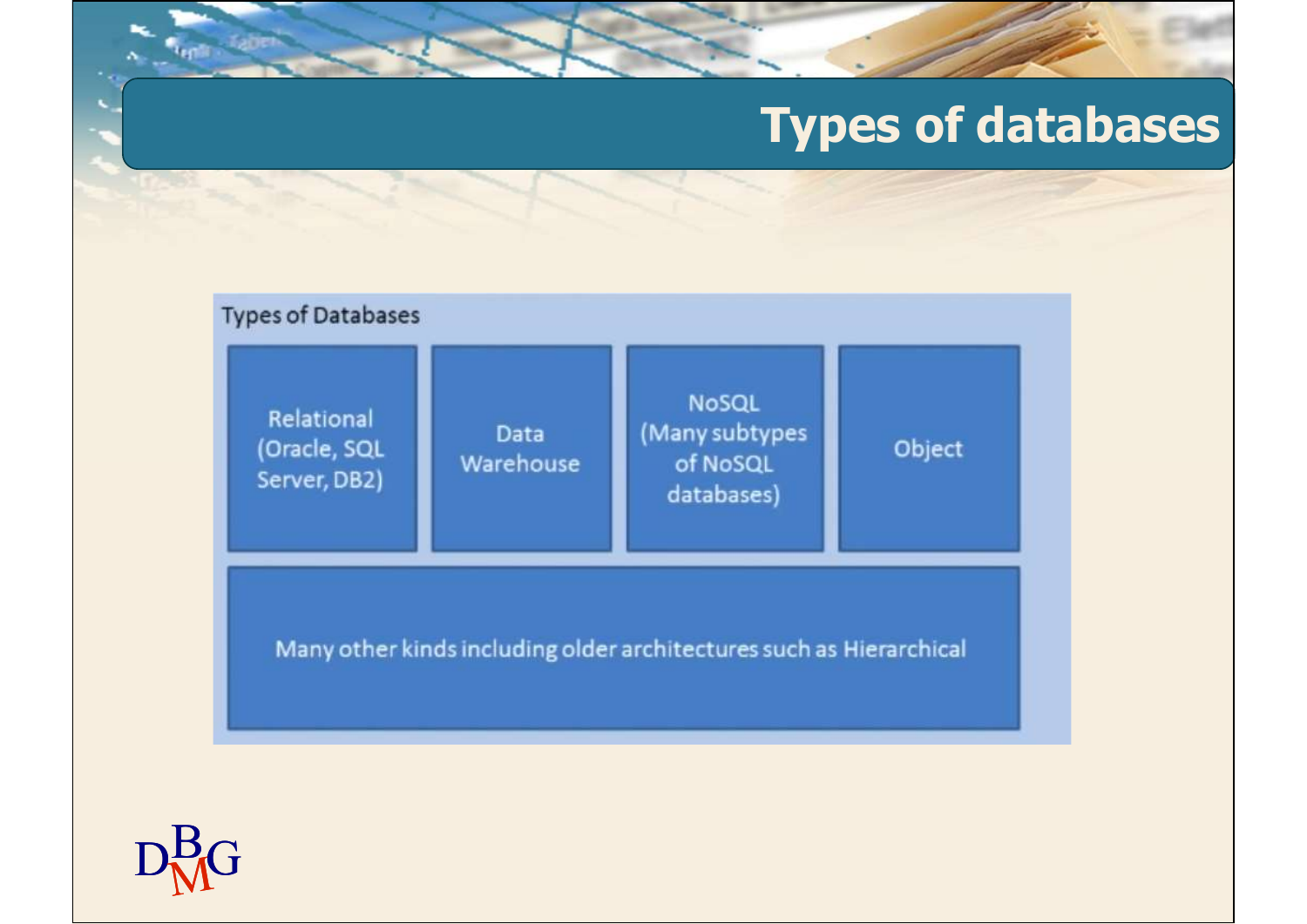# Types of databases

Types of Databases

- Relational (Oracle, SQL Server, DB2)
- Data Warehouse
- NoSQL (Many subtypes of NoSQL databases)
- Object
- Many other kinds including older architectures such as Hierarchical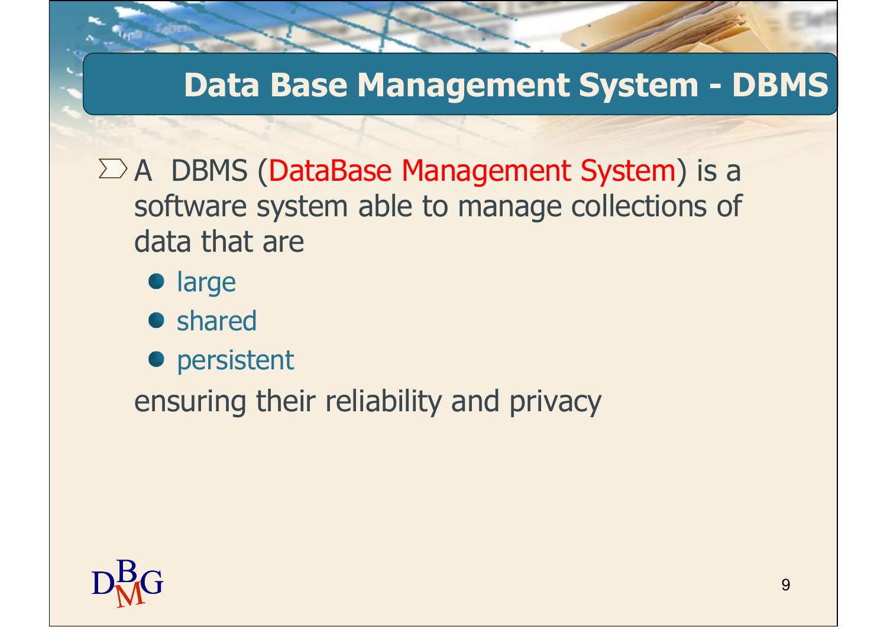# Data Base Management System - DBMS

- A DBMS (DataBase Management System) is a software system able to manage collections of data that are
  - large
  - shared
  - persistent

  ensuring their reliability and privacy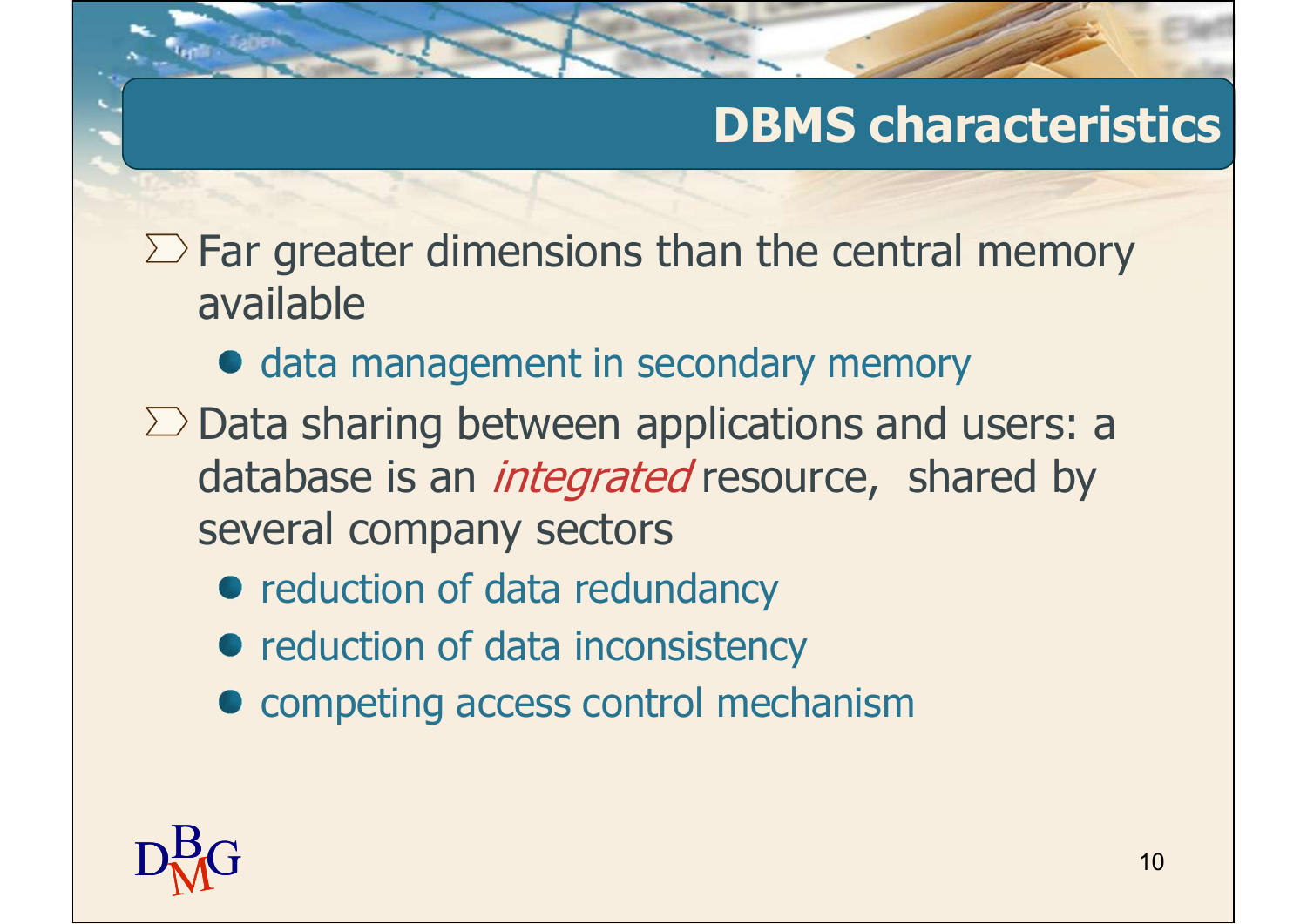# DBMS characteristics

- Far greater dimensions than the central memory available
  - data management in secondary memory
- Data sharing between applications and users: a database is an *integrated* resource, shared by several company sectors
  - reduction of data redundancy
  - reduction of data inconsistency
  - competing access control mechanism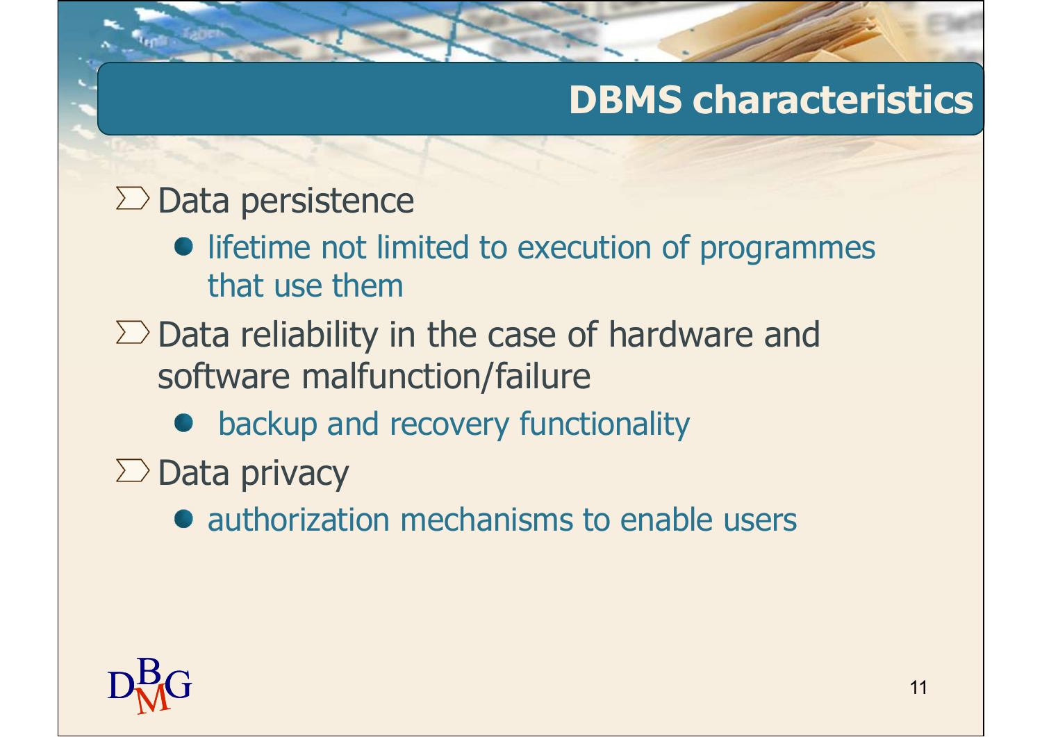# DBMS characteristics

- Data persistence
  - lifetime not limited to execution of programmes that use them
- Data reliability in the case of hardware and software malfunction/failure
  - backup and recovery functionality
- Data privacy
  - authorization mechanisms to enable users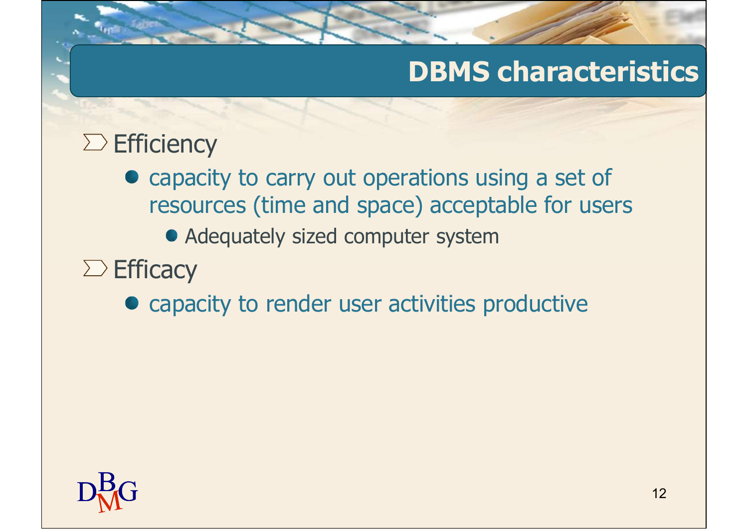# DBMS characteristics

- Efficiency
  - capacity to carry out operations using a set of resources (time and space) acceptable for users
    - Adequately sized computer system
- Efficacy
  - capacity to render user activities productive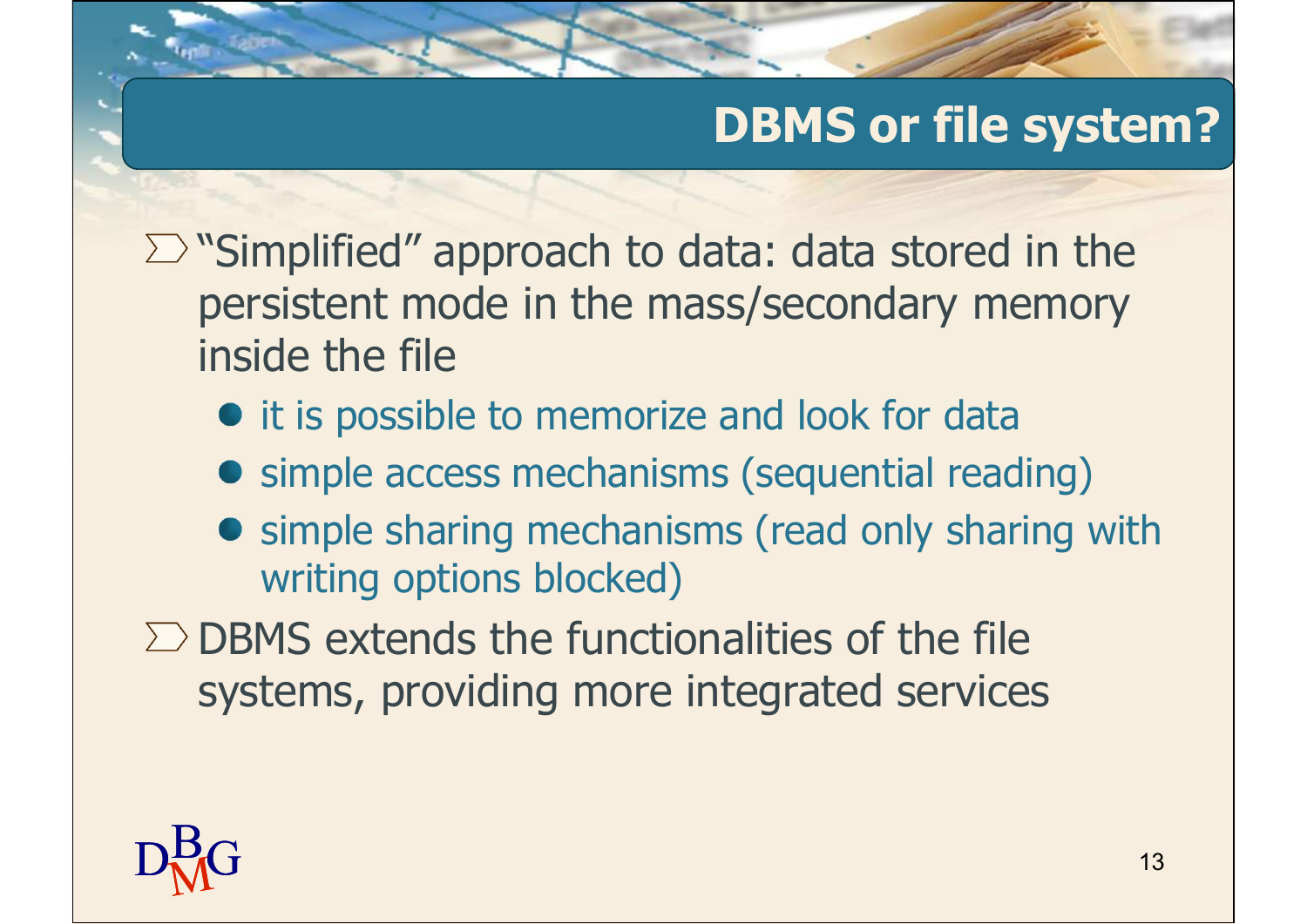# DBMS or file system?

- "Simplified" approach to data: data stored in the persistent mode in the mass/secondary memory inside the file
  - it is possible to memorize and look for data
  - simple access mechanisms (sequential reading)
  - simple sharing mechanisms (read only sharing with writing options blocked)
- DBMS extends the functionalities of the file systems, providing more integrated services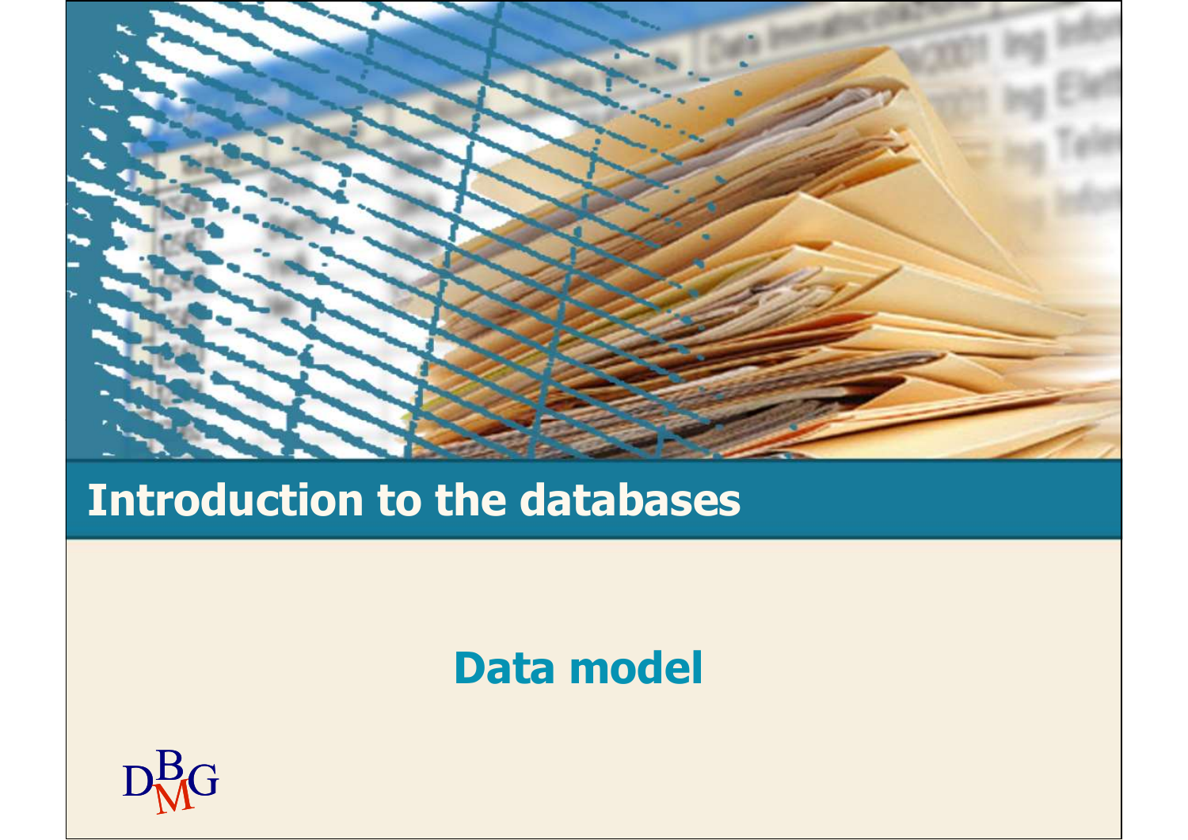# Introduction to the databases

## Data model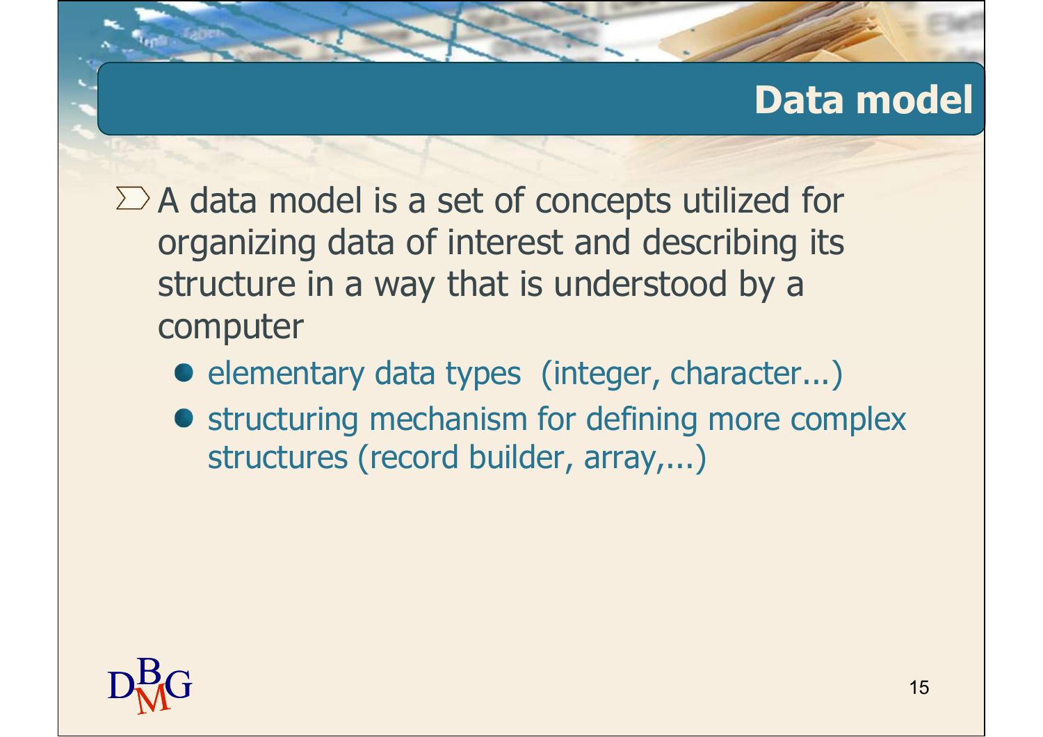# Data model

- A data model is a set of concepts utilized for organizing data of interest and describing its structure in a way that is understood by a computer
  - elementary data types (integer, character...)
  - structuring mechanism for defining more complex structures (record builder, array,...)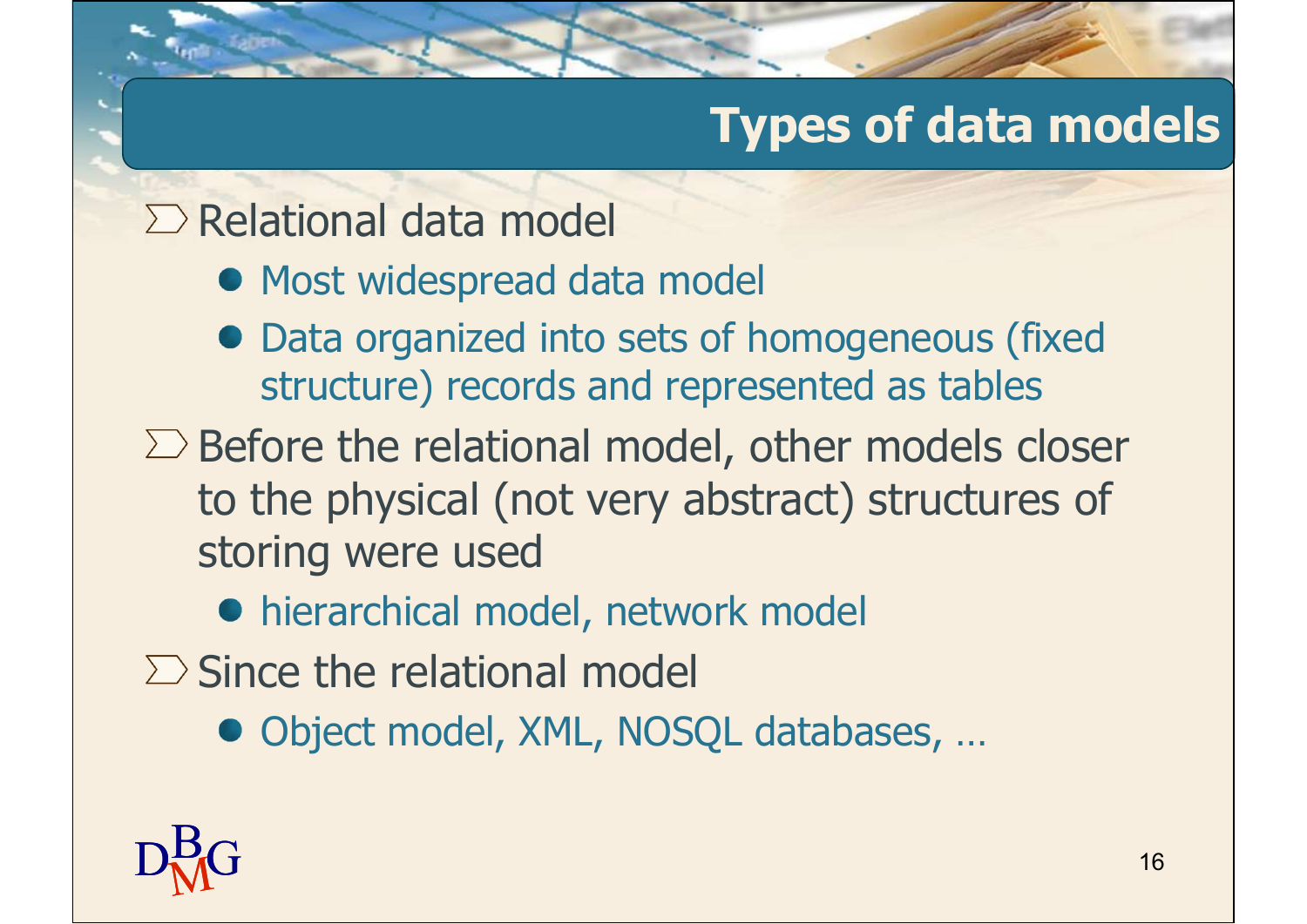## Types of data models

- Relational data model
  - Most widespread data model
  - Data organized into sets of homogeneous (fixed structure) records and represented as tables
- Before the relational model, other models closer to the physical (not very abstract) structures of storing were used
  - hierarchical model, network model
- Since the relational model
  - Object model, XML, NOSQL databases, …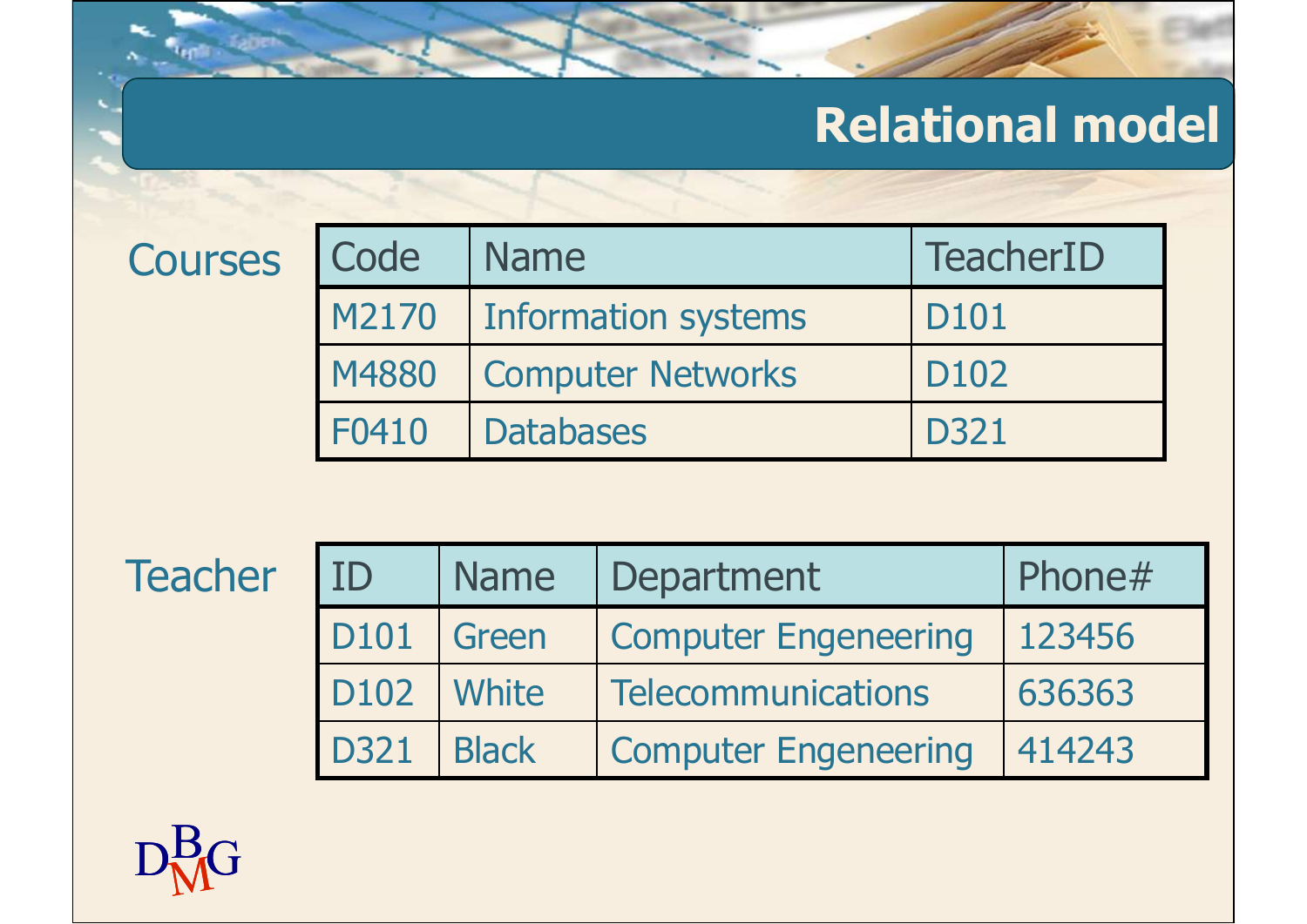# Relational model

Courses

| Code | Name | TeacherID |
|---|---|---|
| M2170 | Information systems | D101 |
| M4880 | Computer Networks | D102 |
| F0410 | Databases | D321 |

Teacher

| ID | Name | Department | Phone# |
|---|---|---|---|
| D101 | Green | Computer Engeneering | 123456 |
| D102 | White | Telecommunications | 636363 |
| D321 | Black | Computer Engeneering | 414243 |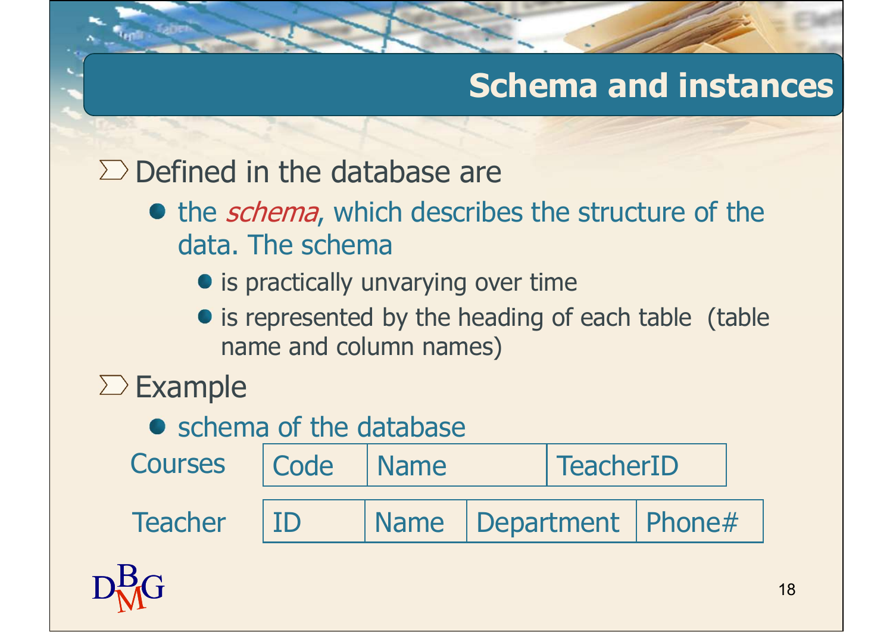## Schema and instances

- Defined in the database are
  - the *schema*, which describes the structure of the data. The schema
    - is practically unvarying over time
    - is represented by the heading of each table (table name and column names)
- Example
  - schema of the database

Courses

| Code | Name | TeacherID |
|---|---|---|

Teacher

| ID | Name | Department | Phone# |
|---|---|---|---|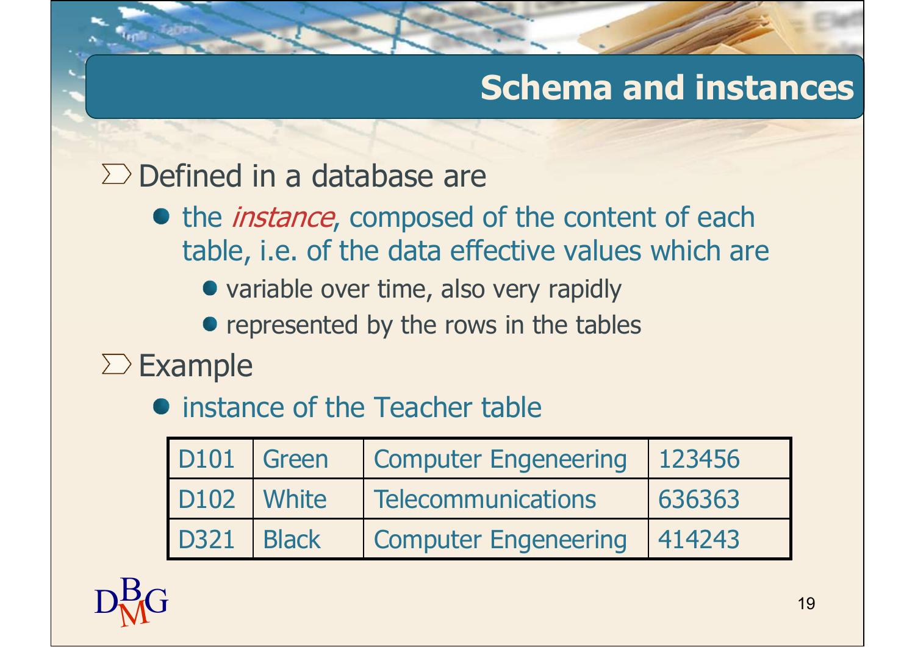# Schema and instances

- Defined in a database are
  - the *instance*, composed of the content of each table, i.e. of the data effective values which are
    - variable over time, also very rapidly
    - represented by the rows in the tables
- Example
  - instance of the Teacher table

| | | | |
|---|---|---|---|
| D101 | Green | Computer Engeneering | 123456 |
| D102 | White | Telecommunications | 636363 |
| D321 | Black | Computer Engeneering | 414243 |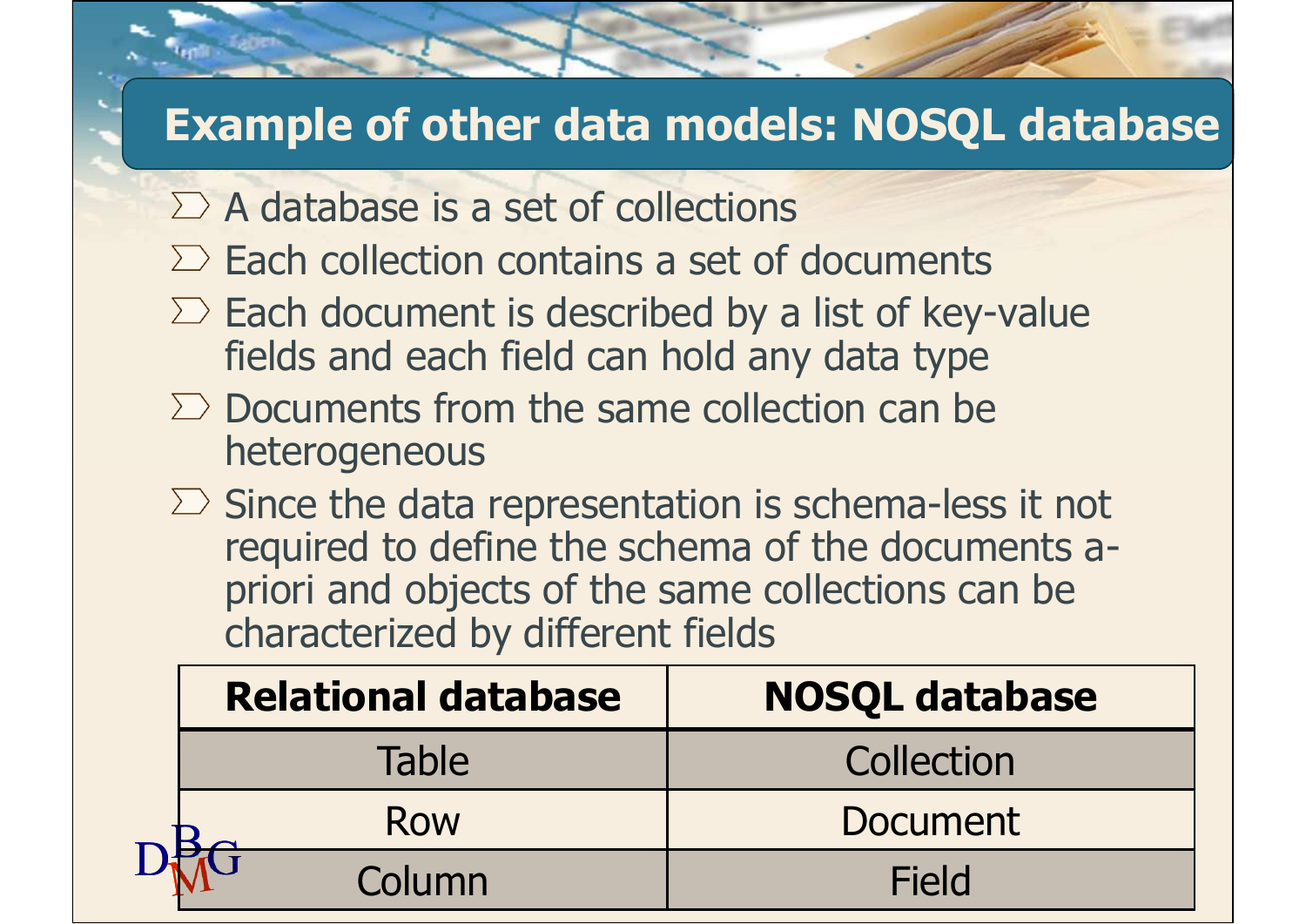# Example of other data models: NOSQL database

- A database is a set of collections
- Each collection contains a set of documents
- Each document is described by a list of key-value fields and each field can hold any data type
- Documents from the same collection can be heterogeneous
- Since the data representation is schema-less it not required to define the schema of the documents a-priori and objects of the same collections can be characterized by different fields

| Relational database | NOSQL database |
|---|---|
| Table | Collection |
| Row | Document |
| Column | Field |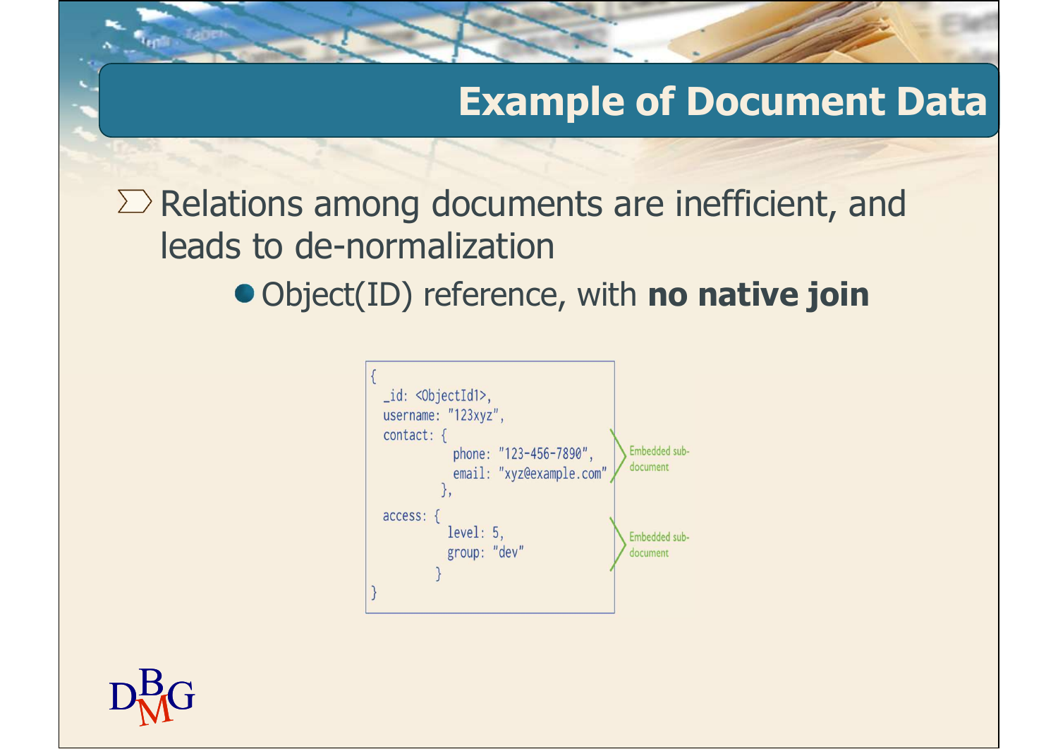# Example of Document Data

- Relations among documents are inefficient, and leads to de-normalization
  - Object(ID) reference, with **no native join**

```
{
  _id: <ObjectId1>,
  username: "123xyz",
  contact: {
             phone: "123-456-7890",
             email: "xyz@example.com"
           },
  access: {
            level: 5,
            group: "dev"
          }
}
```

Embedded sub-document (contact)

Embedded sub-document (access)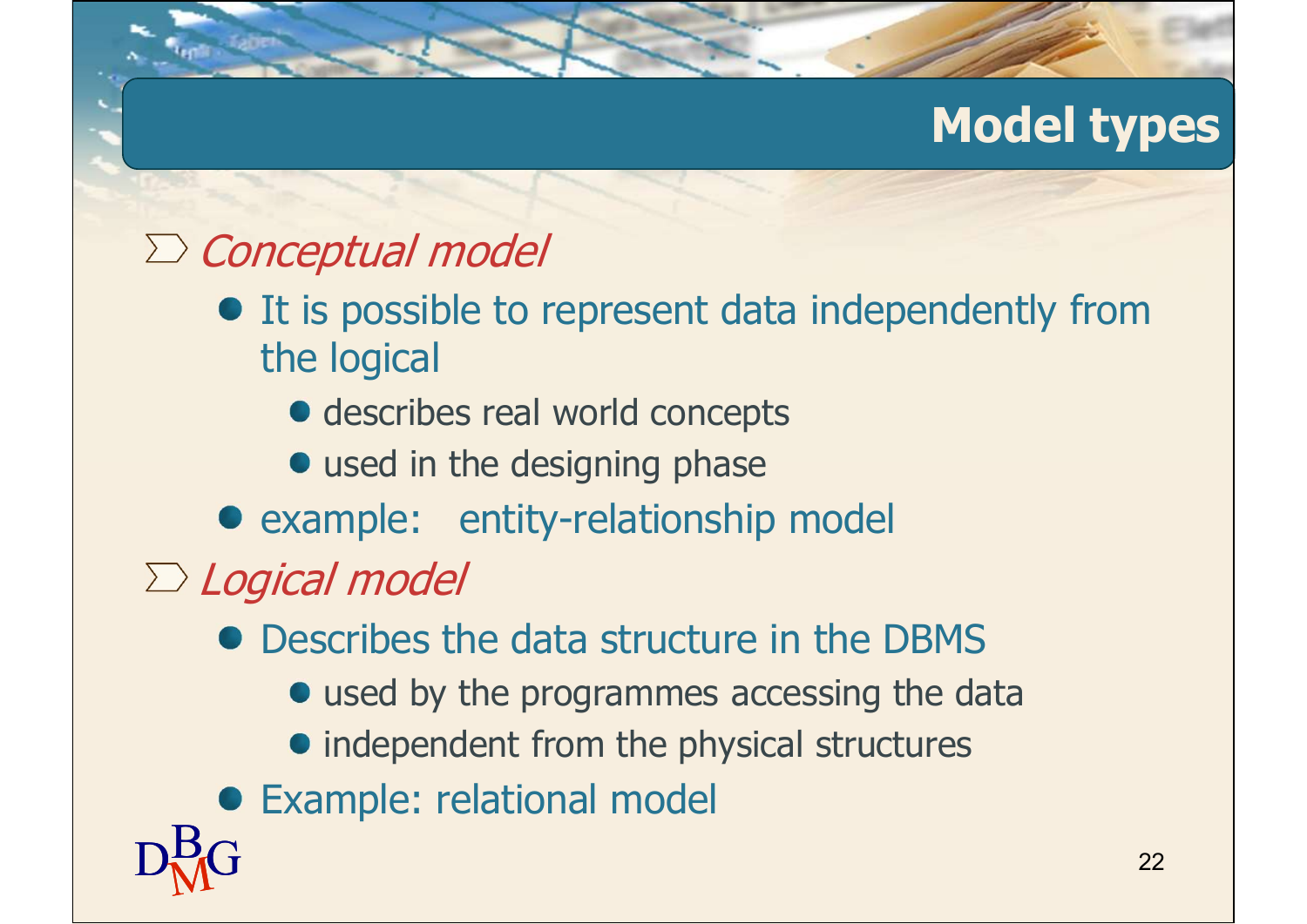# Model types

- *Conceptual model*
  - It is possible to represent data independently from the logical
    - describes real world concepts
    - used in the designing phase
  - example: entity-relationship model
- *Logical model*
  - Describes the data structure in the DBMS
    - used by the programmes accessing the data
    - independent from the physical structures
  - Example: relational model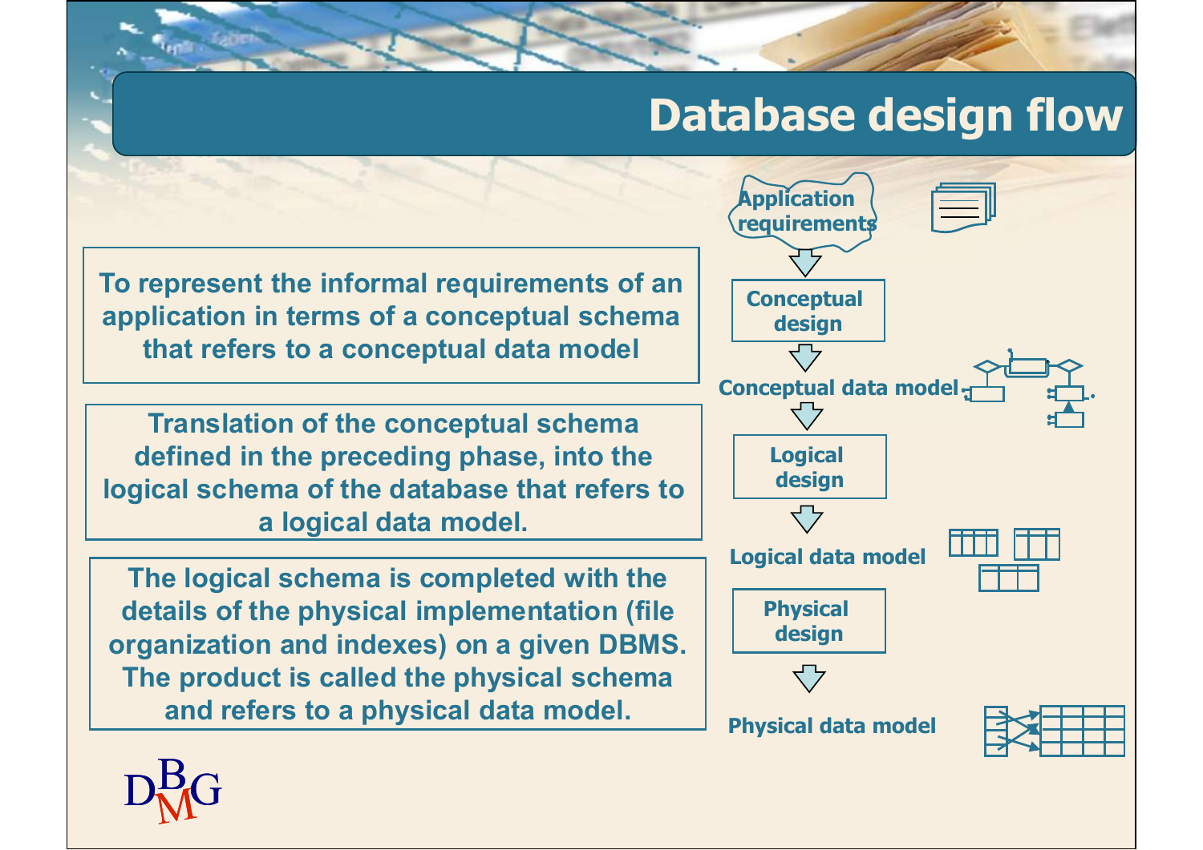# Database design flow

To represent the informal requirements of an application in terms of a conceptual schema that refers to a conceptual data model

Translation of the conceptual schema defined in the preceding phase, into the logical schema of the database that refers to a logical data model.

The logical schema is completed with the details of the physical implementation (file organization and indexes) on a given DBMS. The product is called the physical schema and refers to a physical data model.

Application requirements

Conceptual design

Conceptual data model

Logical design

Logical data model

Physical design

Physical data model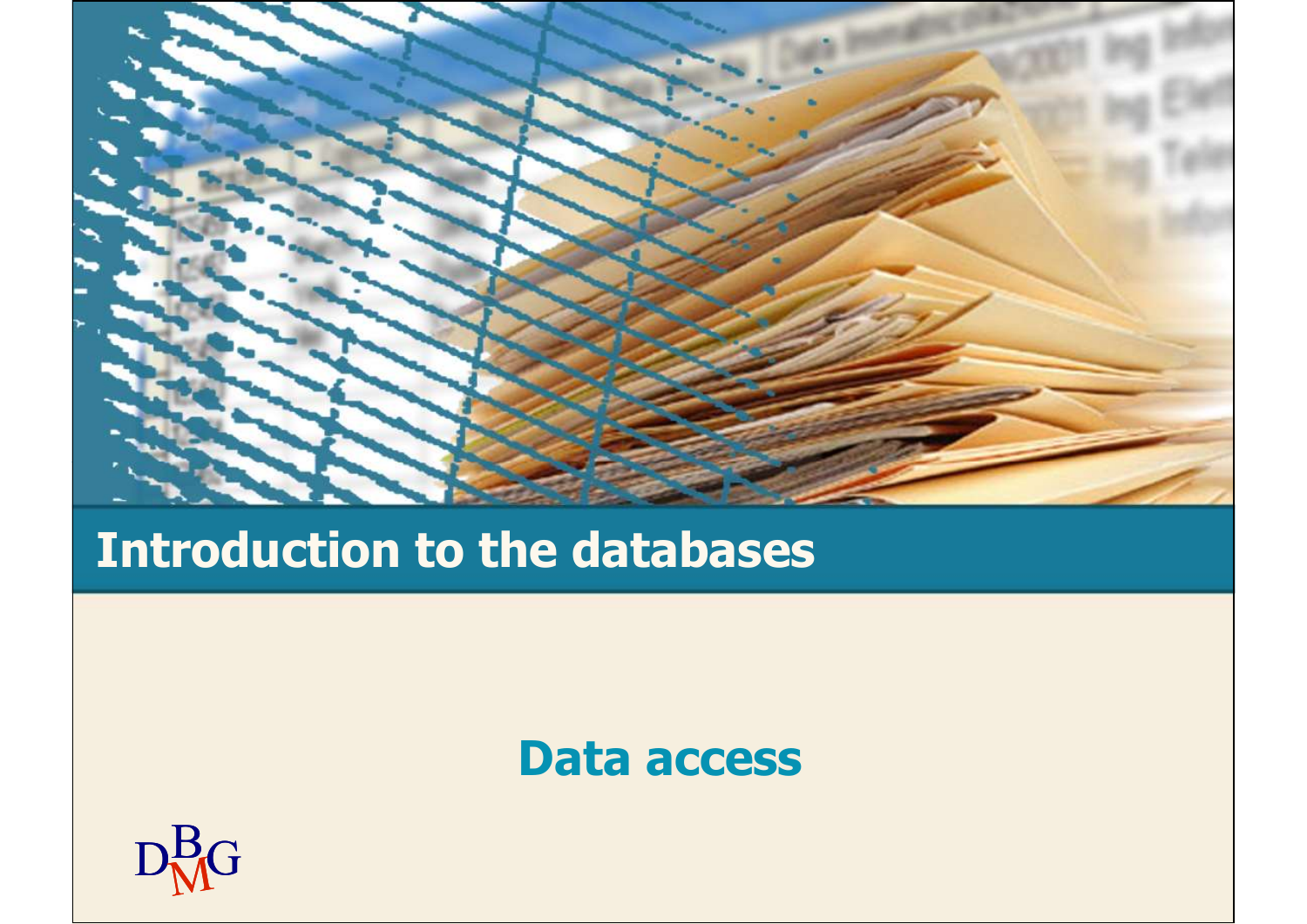# Introduction to the databases

## Data access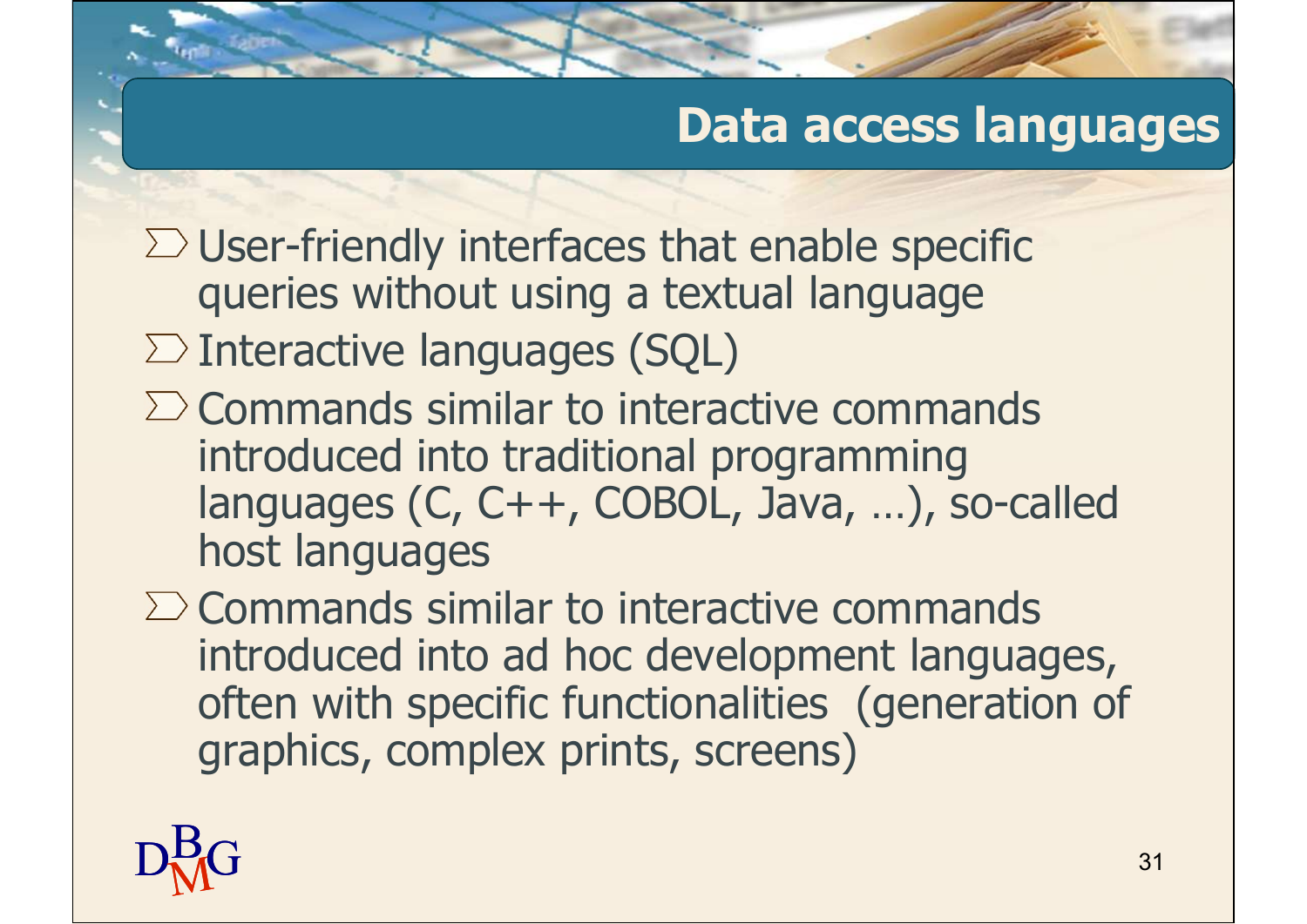# Data access languages

- User-friendly interfaces that enable specific queries without using a textual language
- Interactive languages (SQL)
- Commands similar to interactive commands introduced into traditional programming languages (C, C++, COBOL, Java, …), so-called host languages
- Commands similar to interactive commands introduced into ad hoc development languages, often with specific functionalities (generation of graphics, complex prints, screens)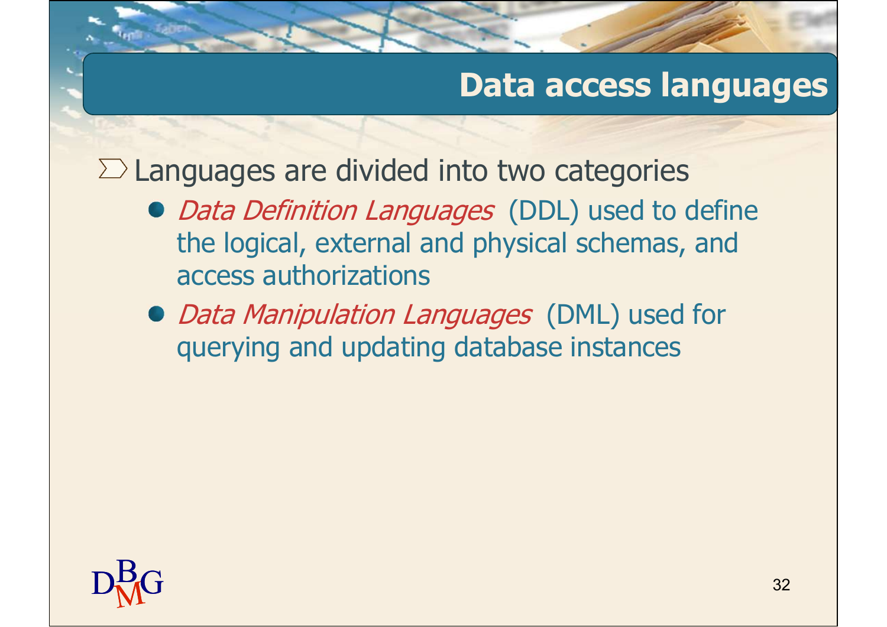# Data access languages

- Languages are divided into two categories
  - *Data Definition Languages* (DDL) used to define the logical, external and physical schemas, and access authorizations
  - *Data Manipulation Languages* (DML) used for querying and updating database instances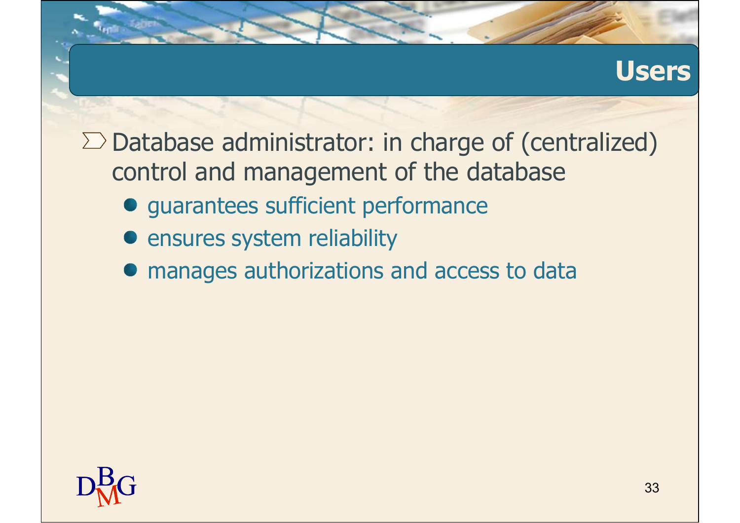# Users

- Database administrator: in charge of (centralized) control and management of the database
  - guarantees sufficient performance
  - ensures system reliability
  - manages authorizations and access to data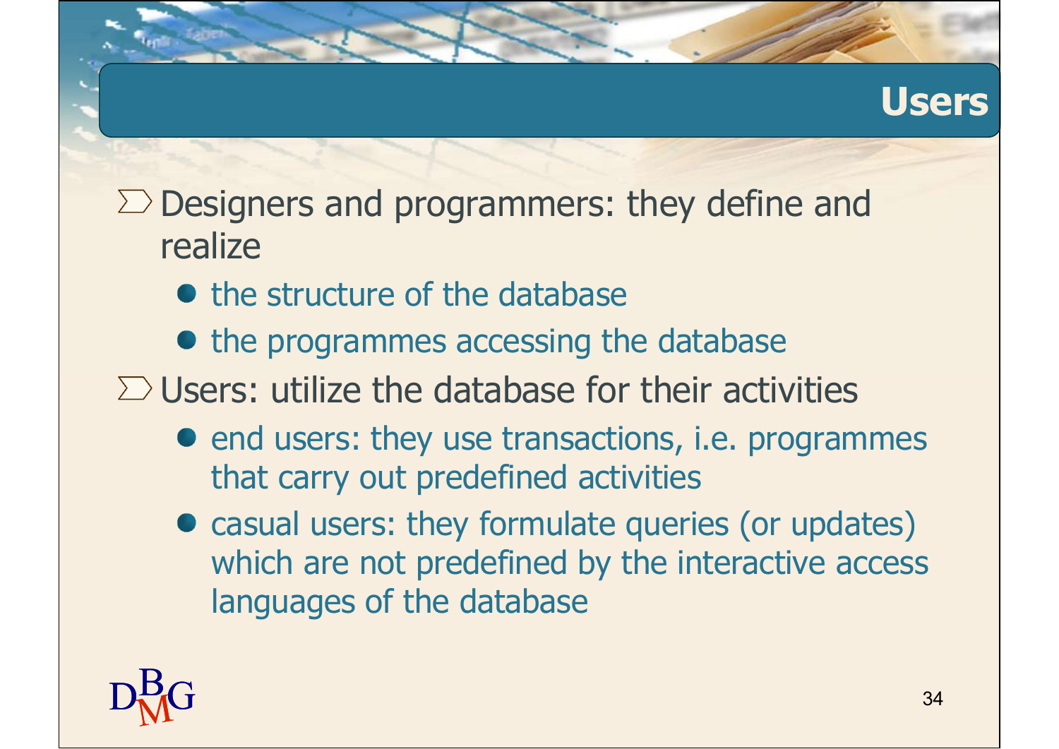# Users

- Designers and programmers: they define and realize
  - the structure of the database
  - the programmes accessing the database
- Users: utilize the database for their activities
  - end users: they use transactions, i.e. programmes that carry out predefined activities
  - casual users: they formulate queries (or updates) which are not predefined by the interactive access languages of the database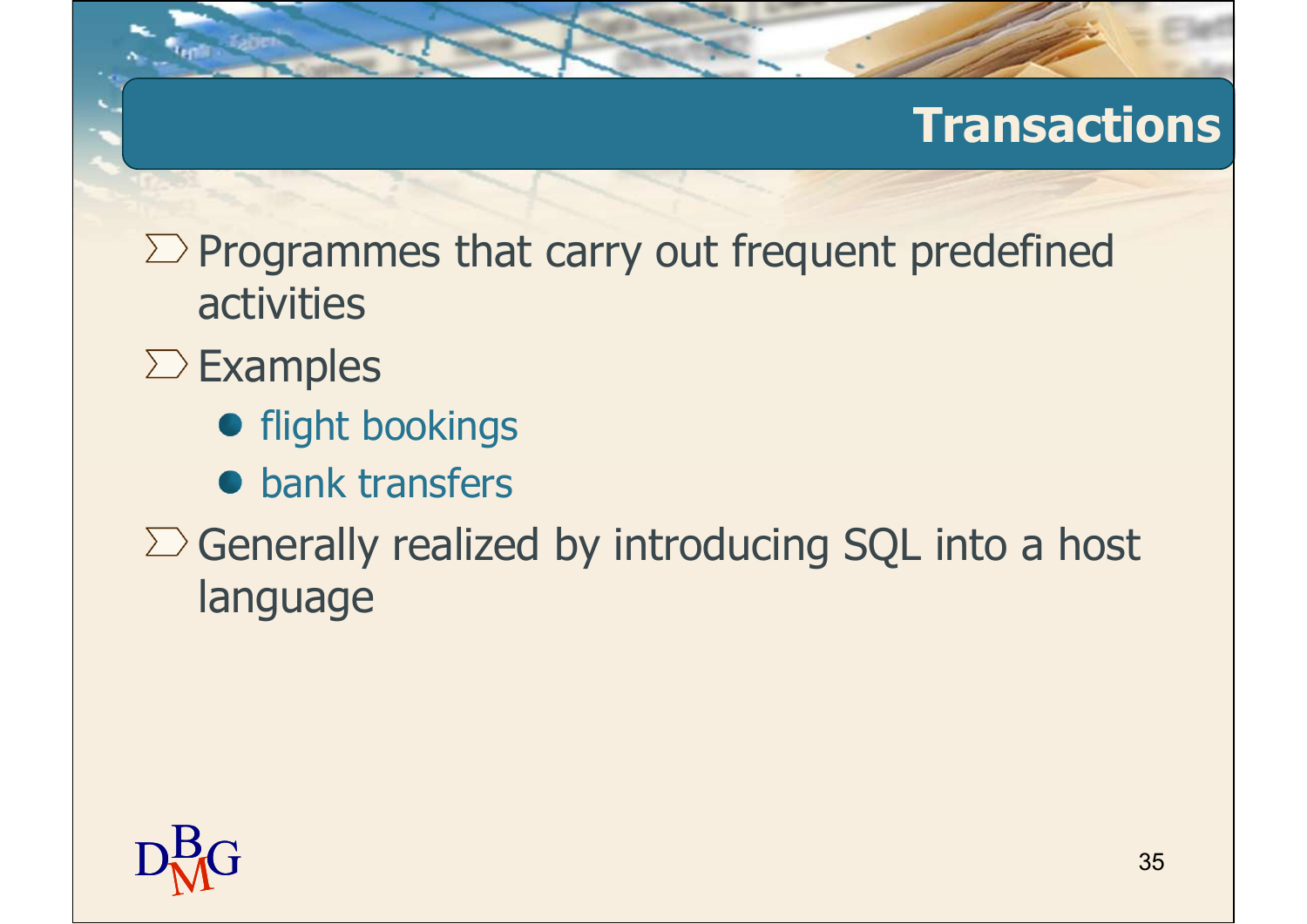# Transactions

- Programmes that carry out frequent predefined activities
- Examples
  - flight bookings
  - bank transfers
- Generally realized by introducing SQL into a host language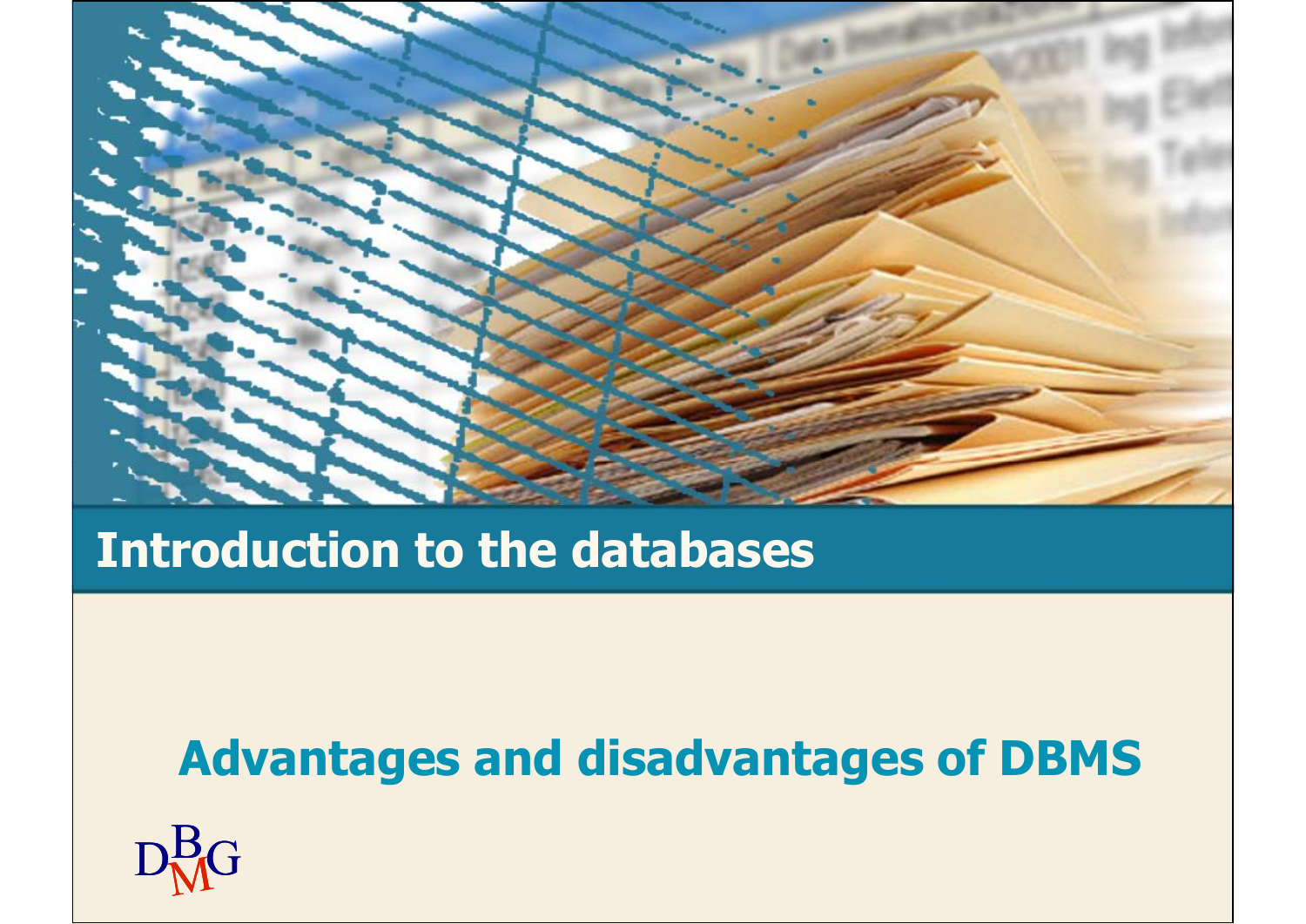# Introduction to the databases

## Advantages and disadvantages of DBMS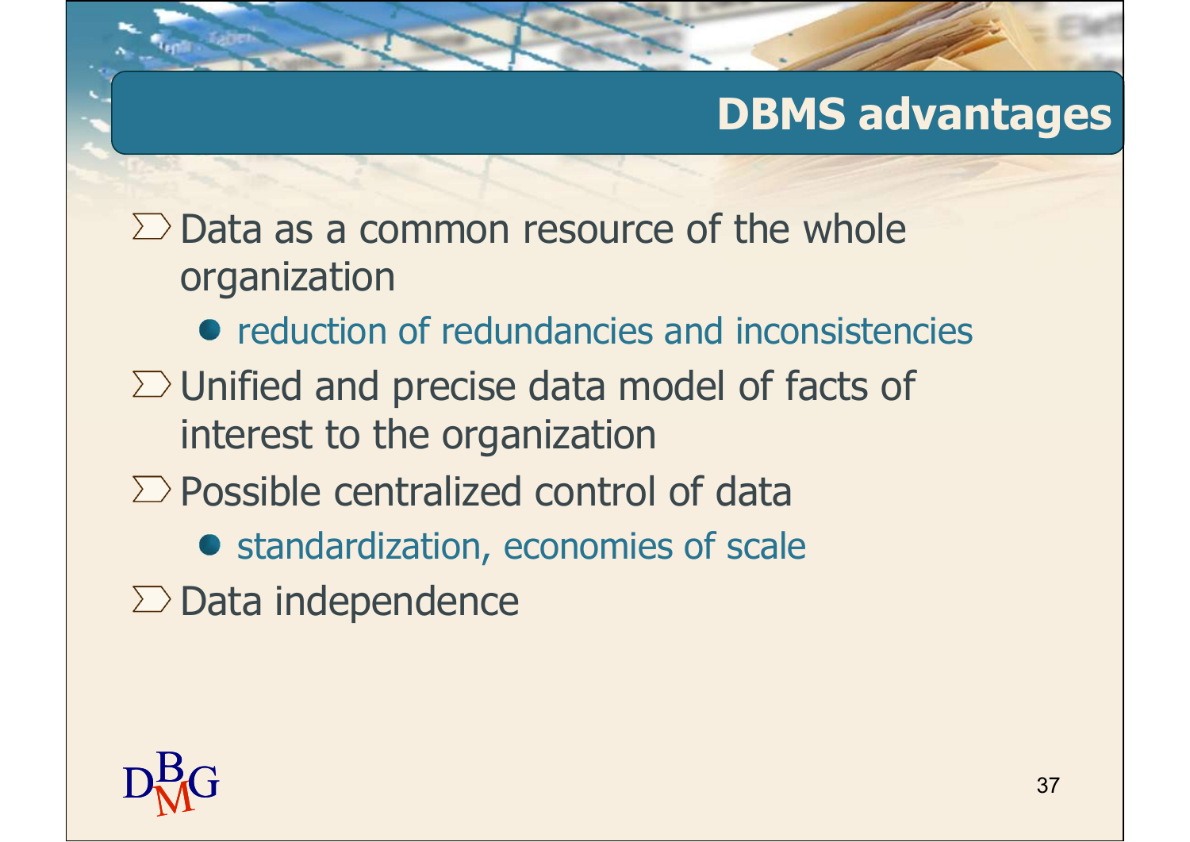# DBMS advantages

- Data as a common resource of the whole organization
  - reduction of redundancies and inconsistencies
- Unified and precise data model of facts of interest to the organization
- Possible centralized control of data
  - standardization, economies of scale
- Data independence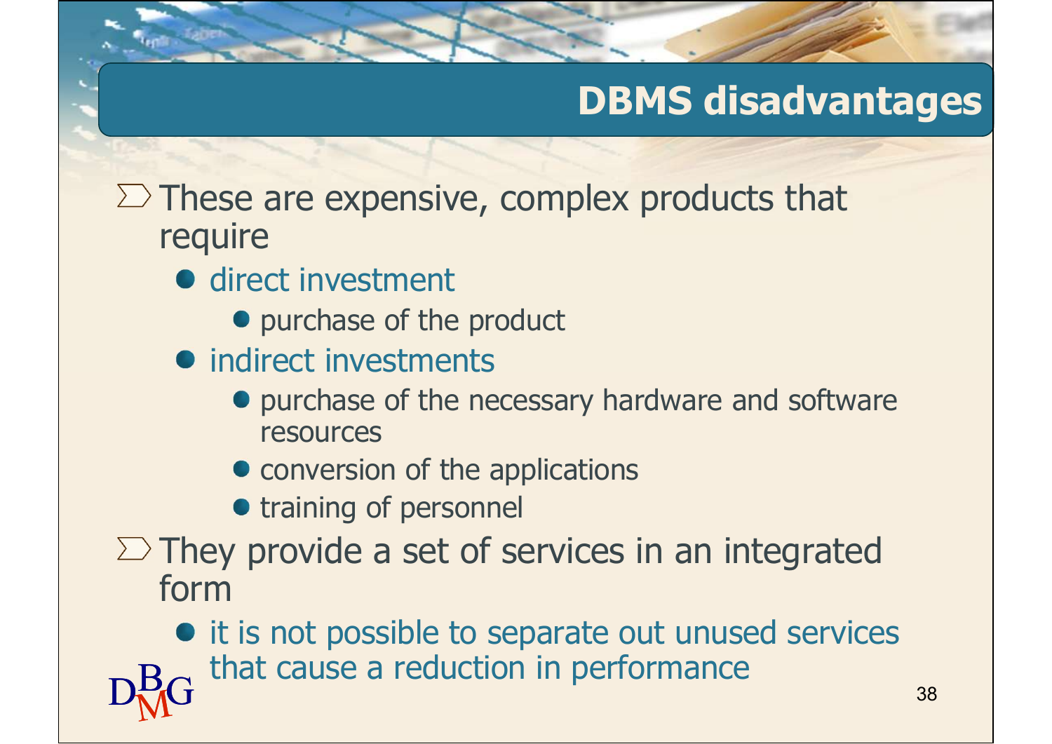## DBMS disadvantages

- These are expensive, complex products that require
  - direct investment
    - purchase of the product
  - indirect investments
    - purchase of the necessary hardware and software resources
    - conversion of the applications
    - training of personnel
- They provide a set of services in an integrated form
  - it is not possible to separate out unused services that cause a reduction in performance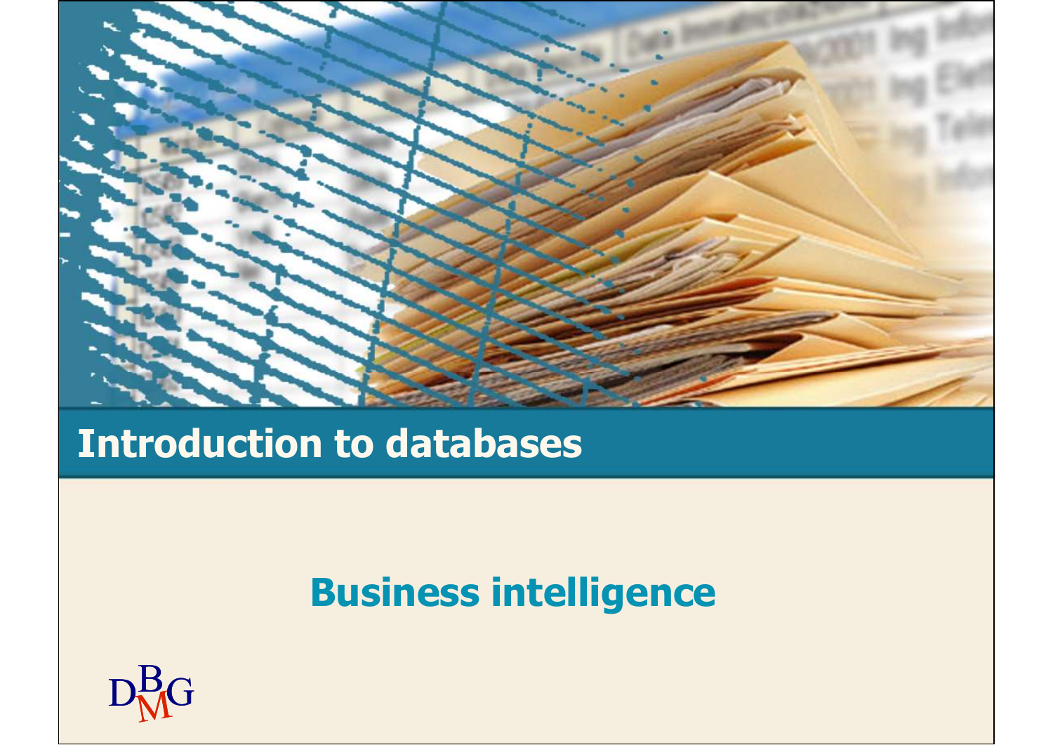# Introduction to databases

## Business intelligence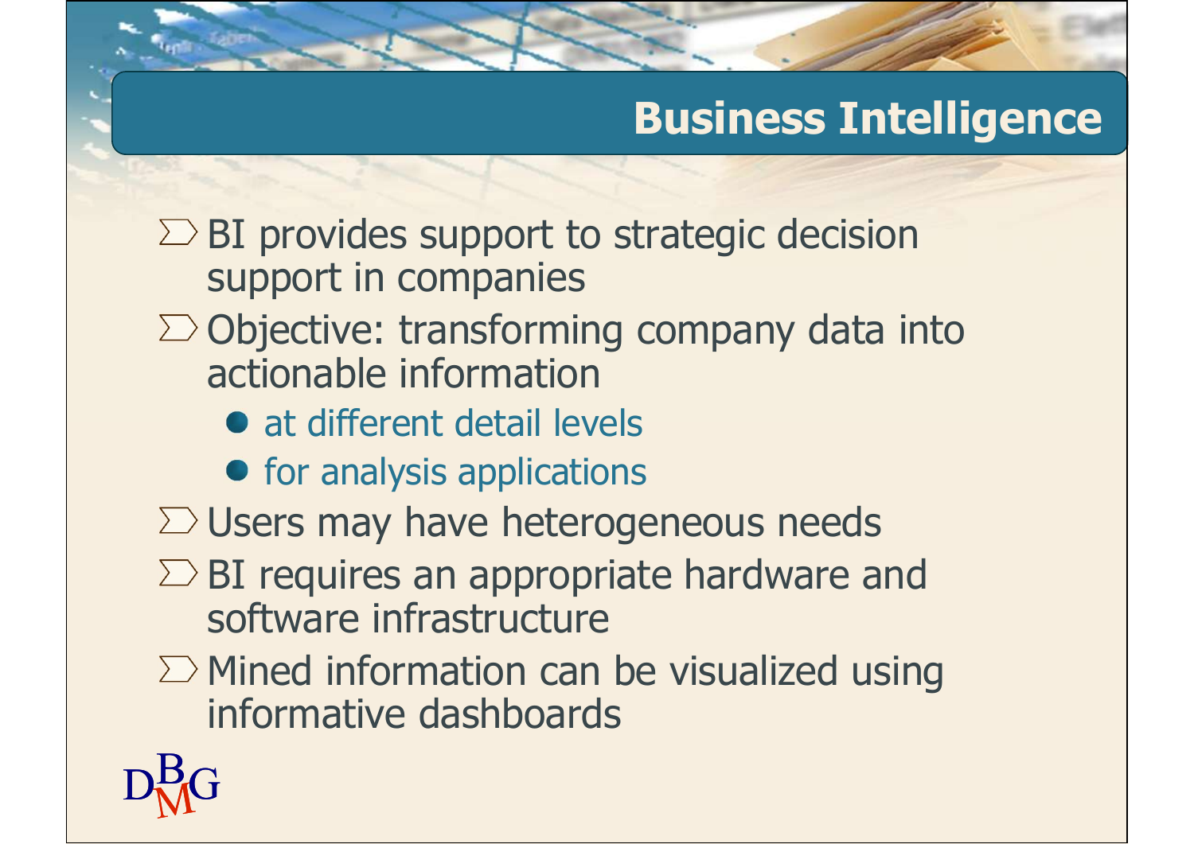# Business Intelligence

- BI provides support to strategic decision support in companies
- Objective: transforming company data into actionable information
  - at different detail levels
  - for analysis applications
- Users may have heterogeneous needs
- BI requires an appropriate hardware and software infrastructure
- Mined information can be visualized using informative dashboards